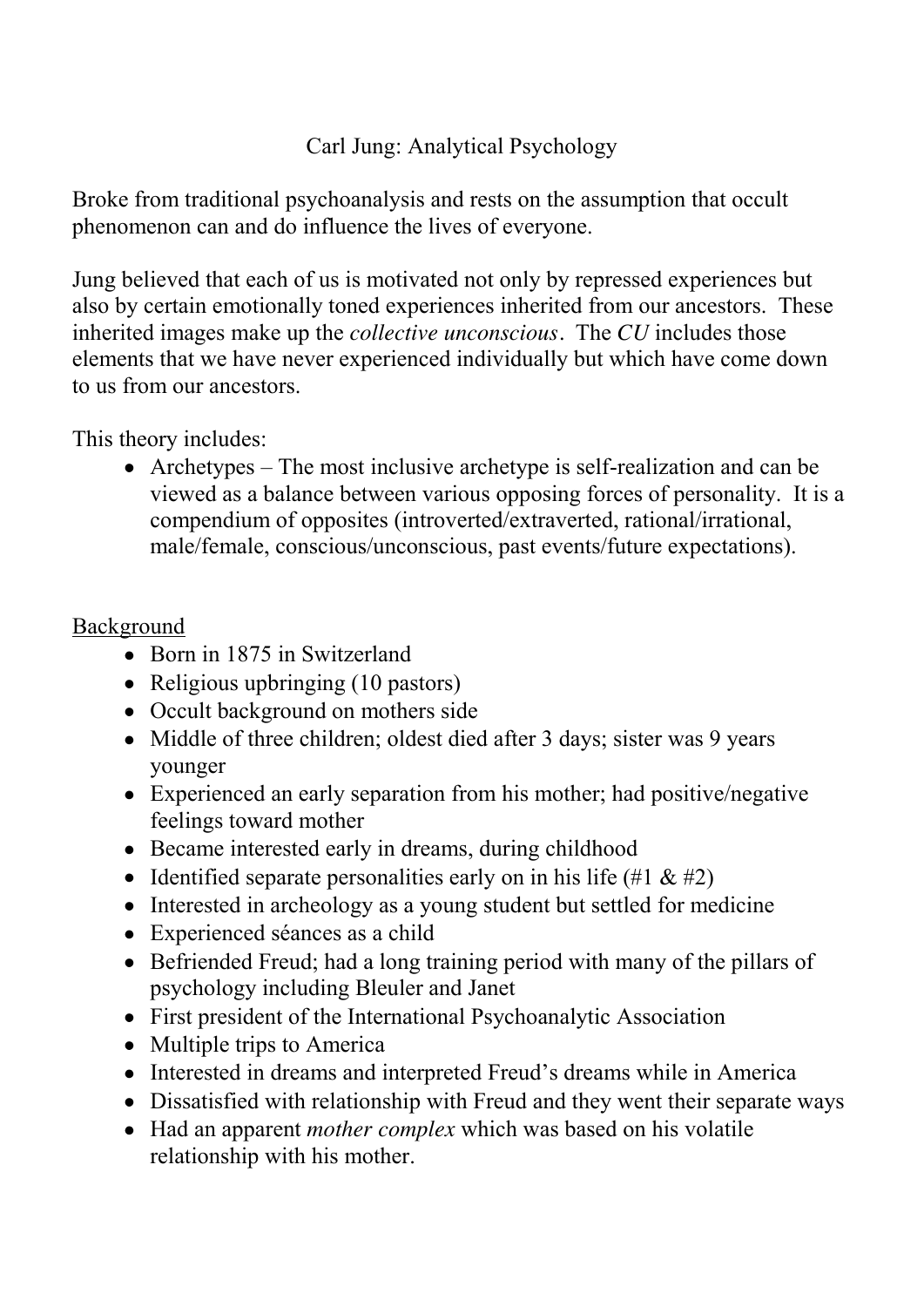# Carl Jung: Analytical Psychology

Broke from traditional psychoanalysis and rests on the assumption that occult phenomenon can and do influence the lives of everyone.

Jung believed that each of us is motivated not only by repressed experiences but also by certain emotionally toned experiences inherited from our ancestors. These inherited images make up the *collective unconscious*. The *CU* includes those elements that we have never experienced individually but which have come down to us from our ancestors.

This theory includes:

- Archetypes – The most inclusive archetype is self-realization and can be viewed as a balance between various opposing forces of personality. It is a compendium of opposites (introverted/extraverted, rational/irrational, male/female, conscious/unconscious, past events/future expectations).

<u>Background</u>

- Born in 1875 in Switzerland
- Religious upbringing (10 pastors)
- Occult background on mothers side
- Middle of three children; oldest died after 3 days; sister was 9 years younger
- Experienced an early separation from his mother; had positive/negative feelings toward mother
- Became interested early in dreams, during childhood
- Identified separate personalities early on in his life (#1 & #2)
- Interested in archeology as a young student but settled for medicine
- Experienced séances as a child
- Befriended Freud; had a long training period with many of the pillars of psychology including Bleuler and Janet
- First president of the International Psychoanalytic Association
- Multiple trips to America
- Interested in dreams and interpreted Freud's dreams while in America
- Dissatisfied with relationship with Freud and they went their separate ways
- Had an apparent *mother complex* which was based on his volatile relationship with his mother.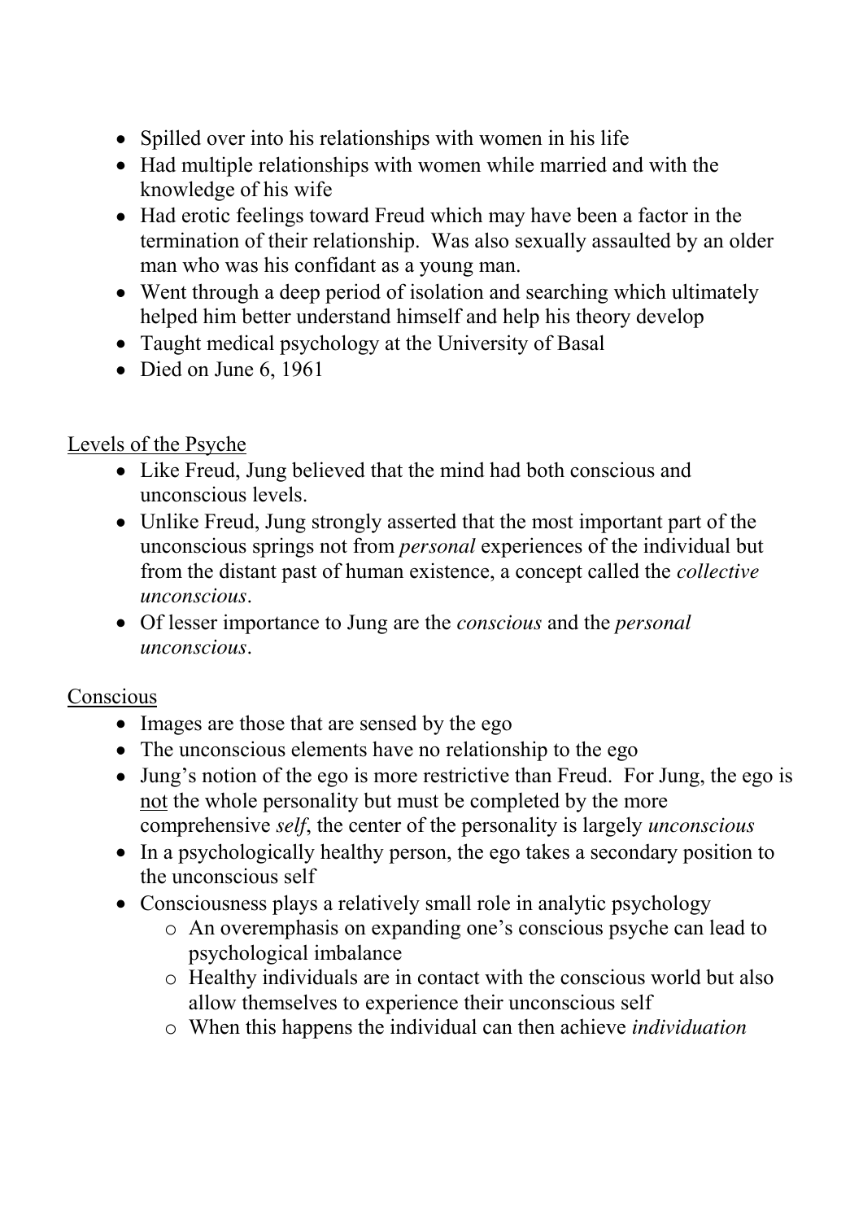- Spilled over into his relationships with women in his life
- Had multiple relationships with women while married and with the knowledge of his wife
- Had erotic feelings toward Freud which may have been a factor in the termination of their relationship. Was also sexually assaulted by an older man who was his confidant as a young man.
- Went through a deep period of isolation and searching which ultimately helped him better understand himself and help his theory develop
- Taught medical psychology at the University of Basal
- Died on June 6, 1961

<u>Levels of the Psyche</u>

- Like Freud, Jung believed that the mind had both conscious and unconscious levels.
- Unlike Freud, Jung strongly asserted that the most important part of the unconscious springs not from *personal* experiences of the individual but from the distant past of human existence, a concept called the *collective unconscious*.
- Of lesser importance to Jung are the *conscious* and the *personal unconscious*.

<u>Conscious</u>

- Images are those that are sensed by the ego
- The unconscious elements have no relationship to the ego
- Jung's notion of the ego is more restrictive than Freud. For Jung, the ego is <u>not</u> the whole personality but must be completed by the more comprehensive *self*, the center of the personality is largely *unconscious*
- In a psychologically healthy person, the ego takes a secondary position to the unconscious self
- Consciousness plays a relatively small role in analytic psychology
  - An overemphasis on expanding one's conscious psyche can lead to psychological imbalance
  - Healthy individuals are in contact with the conscious world but also allow themselves to experience their unconscious self
  - When this happens the individual can then achieve *individuation*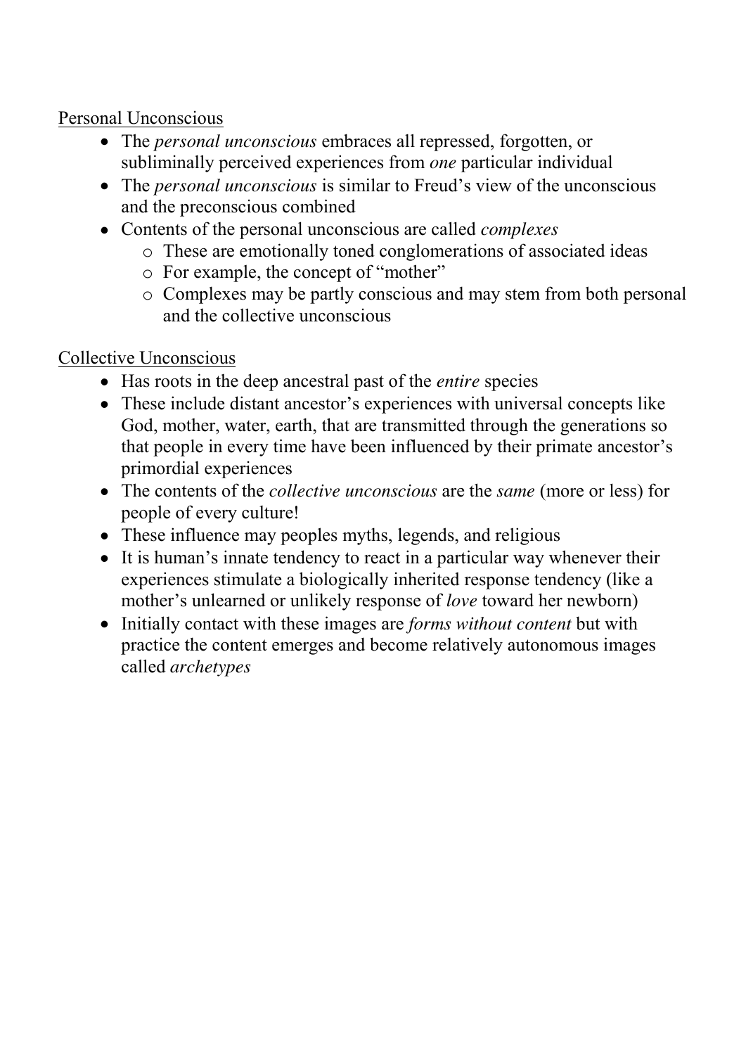<u>Personal Unconscious</u>

- The *personal unconscious* embraces all repressed, forgotten, or subliminally perceived experiences from *one* particular individual
- The *personal unconscious* is similar to Freud's view of the unconscious and the preconscious combined
- Contents of the personal unconscious are called *complexes*
    - These are emotionally toned conglomerations of associated ideas
    - For example, the concept of "mother"
    - Complexes may be partly conscious and may stem from both personal and the collective unconscious

<u>Collective Unconscious</u>

- Has roots in the deep ancestral past of the *entire* species
- These include distant ancestor's experiences with universal concepts like God, mother, water, earth, that are transmitted through the generations so that people in every time have been influenced by their primate ancestor's primordial experiences
- The contents of the *collective unconscious* are the *same* (more or less) for people of every culture!
- These influence may peoples myths, legends, and religious
- It is human's innate tendency to react in a particular way whenever their experiences stimulate a biologically inherited response tendency (like a mother's unlearned or unlikely response of *love* toward her newborn)
- Initially contact with these images are *forms without content* but with practice the content emerges and become relatively autonomous images called *archetypes*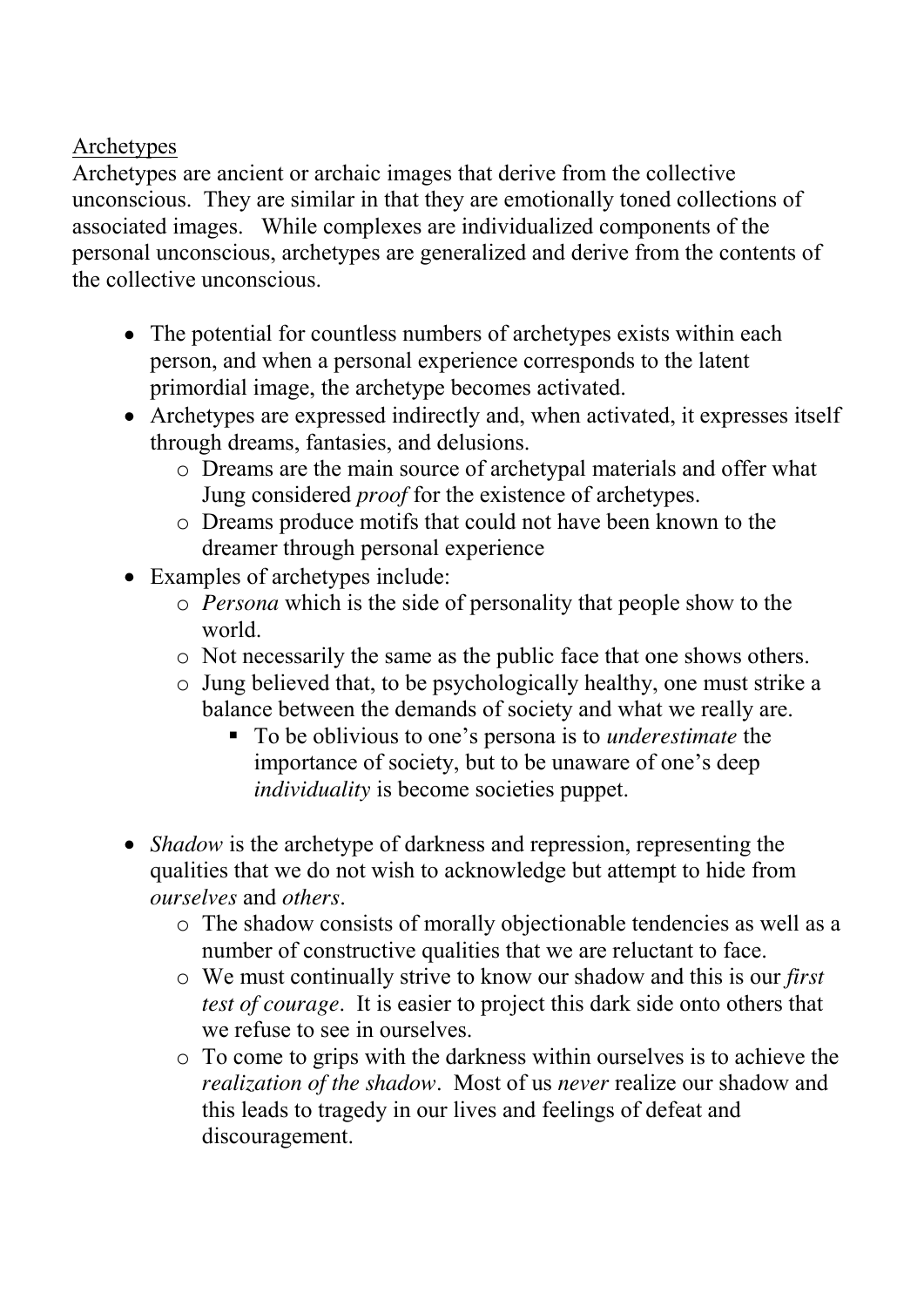<u>Archetypes</u>

Archetypes are ancient or archaic images that derive from the collective unconscious. They are similar in that they are emotionally toned collections of associated images. While complexes are individualized components of the personal unconscious, archetypes are generalized and derive from the contents of the collective unconscious.

- The potential for countless numbers of archetypes exists within each person, and when a personal experience corresponds to the latent primordial image, the archetype becomes activated.
- Archetypes are expressed indirectly and, when activated, it expresses itself through dreams, fantasies, and delusions.
  - Dreams are the main source of archetypal materials and offer what Jung considered *proof* for the existence of archetypes.
  - Dreams produce motifs that could not have been known to the dreamer through personal experience
- Examples of archetypes include:
  - *Persona* which is the side of personality that people show to the world.
  - Not necessarily the same as the public face that one shows others.
  - Jung believed that, to be psychologically healthy, one must strike a balance between the demands of society and what we really are.
    - To be oblivious to one's persona is to *underestimate* the importance of society, but to be unaware of one's deep *individuality* is become societies puppet.

- *Shadow* is the archetype of darkness and repression, representing the qualities that we do not wish to acknowledge but attempt to hide from *ourselves* and *others*.
  - The shadow consists of morally objectionable tendencies as well as a number of constructive qualities that we are reluctant to face.
  - We must continually strive to know our shadow and this is our *first test of courage*. It is easier to project this dark side onto others that we refuse to see in ourselves.
  - To come to grips with the darkness within ourselves is to achieve the *realization of the shadow*. Most of us *never* realize our shadow and this leads to tragedy in our lives and feelings of defeat and discouragement.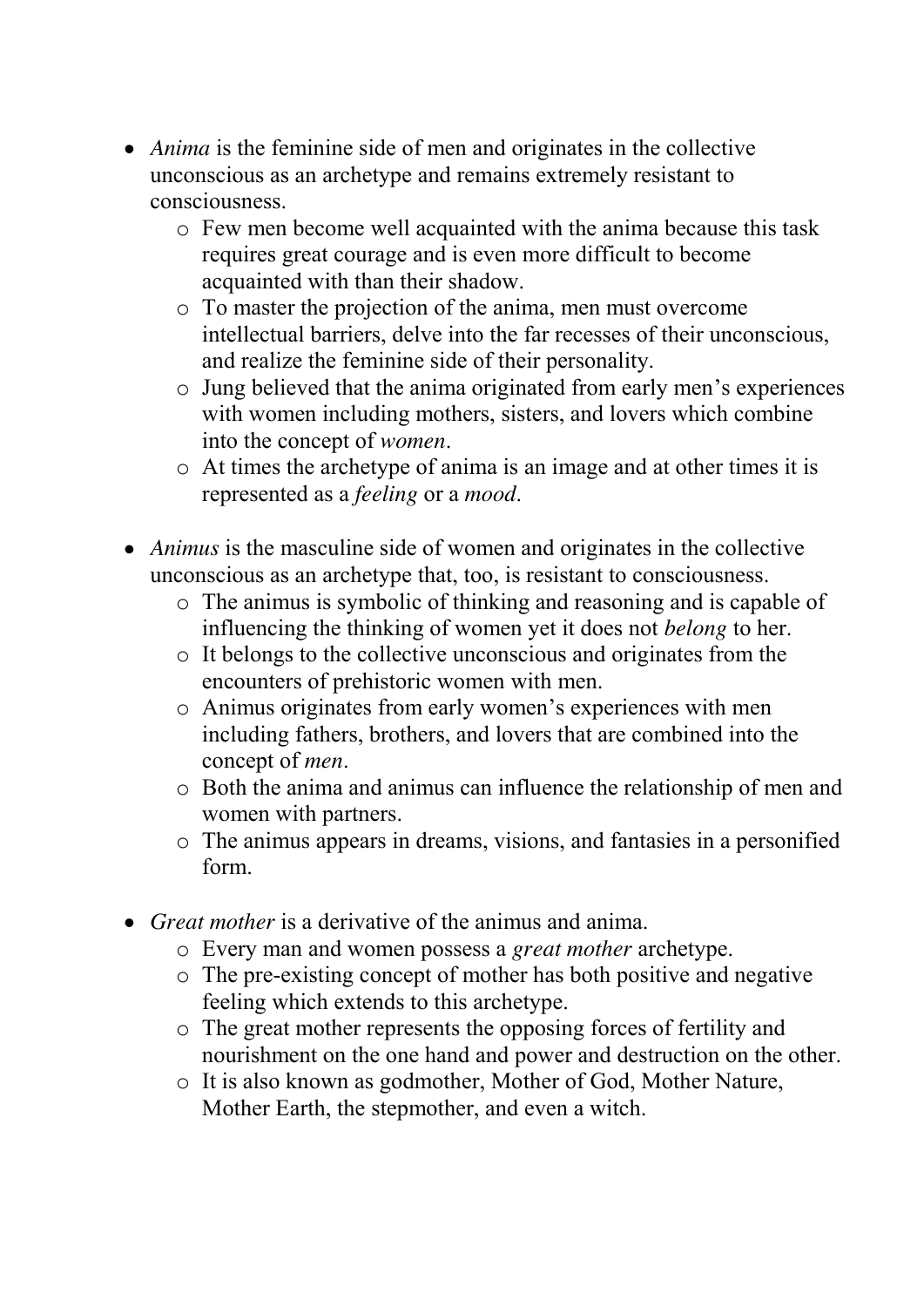- *Anima* is the feminine side of men and originates in the collective unconscious as an archetype and remains extremely resistant to consciousness.
  - Few men become well acquainted with the anima because this task requires great courage and is even more difficult to become acquainted with than their shadow.
  - To master the projection of the anima, men must overcome intellectual barriers, delve into the far recesses of their unconscious, and realize the feminine side of their personality.
  - Jung believed that the anima originated from early men's experiences with women including mothers, sisters, and lovers which combine into the concept of *women*.
  - At times the archetype of anima is an image and at other times it is represented as a *feeling* or a *mood*.

- *Animus* is the masculine side of women and originates in the collective unconscious as an archetype that, too, is resistant to consciousness.
  - The animus is symbolic of thinking and reasoning and is capable of influencing the thinking of women yet it does not *belong* to her.
  - It belongs to the collective unconscious and originates from the encounters of prehistoric women with men.
  - Animus originates from early women's experiences with men including fathers, brothers, and lovers that are combined into the concept of *men*.
  - Both the anima and animus can influence the relationship of men and women with partners.
  - The animus appears in dreams, visions, and fantasies in a personified form.

- *Great mother* is a derivative of the animus and anima.
  - Every man and women possess a *great mother* archetype.
  - The pre-existing concept of mother has both positive and negative feeling which extends to this archetype.
  - The great mother represents the opposing forces of fertility and nourishment on the one hand and power and destruction on the other.
  - It is also known as godmother, Mother of God, Mother Nature, Mother Earth, the stepmother, and even a witch.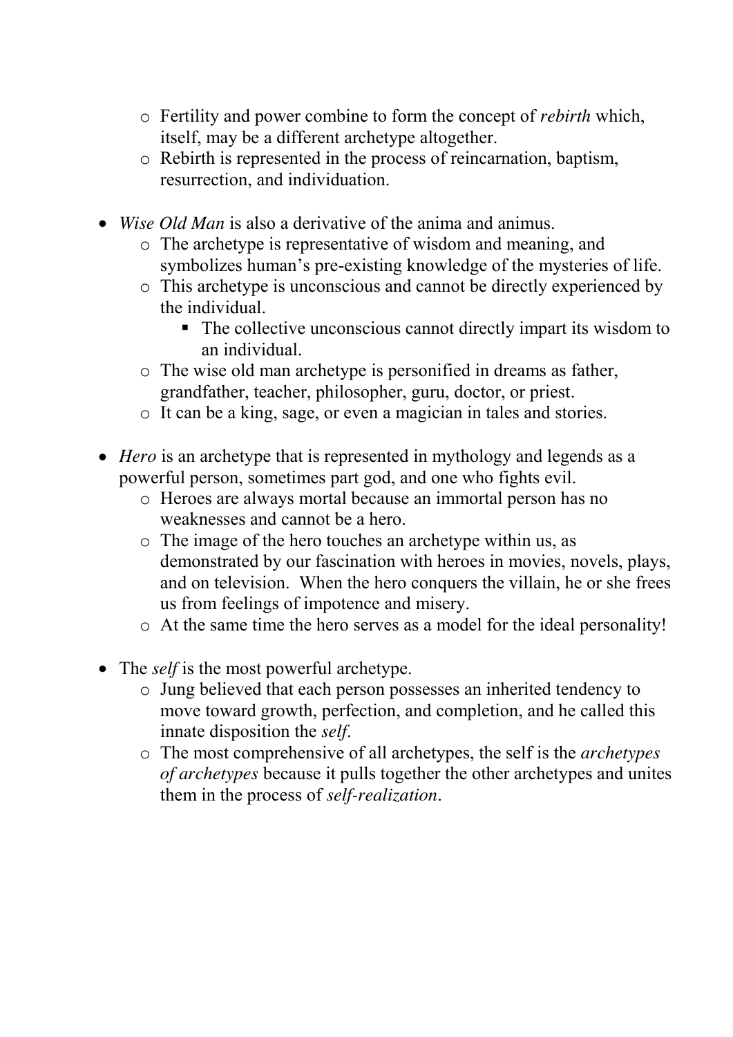- Fertility and power combine to form the concept of *rebirth* which, itself, may be a different archetype altogether.
  - Rebirth is represented in the process of reincarnation, baptism, resurrection, and individuation.

- *Wise Old Man* is also a derivative of the anima and animus.
  - The archetype is representative of wisdom and meaning, and symbolizes human's pre-existing knowledge of the mysteries of life.
  - This archetype is unconscious and cannot be directly experienced by the individual.
    - The collective unconscious cannot directly impart its wisdom to an individual.
  - The wise old man archetype is personified in dreams as father, grandfather, teacher, philosopher, guru, doctor, or priest.
  - It can be a king, sage, or even a magician in tales and stories.

- *Hero* is an archetype that is represented in mythology and legends as a powerful person, sometimes part god, and one who fights evil.
  - Heroes are always mortal because an immortal person has no weaknesses and cannot be a hero.
  - The image of the hero touches an archetype within us, as demonstrated by our fascination with heroes in movies, novels, plays, and on television. When the hero conquers the villain, he or she frees us from feelings of impotence and misery.
  - At the same time the hero serves as a model for the ideal personality!

- The *self* is the most powerful archetype.
  - Jung believed that each person possesses an inherited tendency to move toward growth, perfection, and completion, and he called this innate disposition the *self*.
  - The most comprehensive of all archetypes, the self is the *archetypes of archetypes* because it pulls together the other archetypes and unites them in the process of *self-realization*.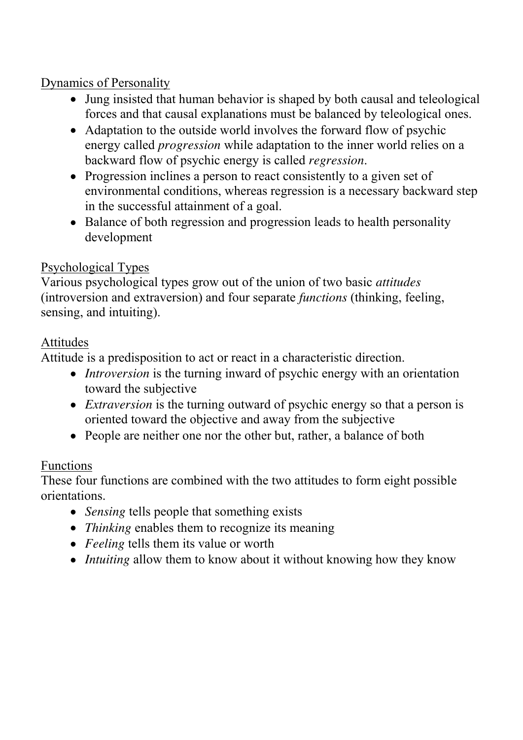## Dynamics of Personality

- Jung insisted that human behavior is shaped by both causal and teleological forces and that causal explanations must be balanced by teleological ones.
- Adaptation to the outside world involves the forward flow of psychic energy called *progression* while adaptation to the inner world relies on a backward flow of psychic energy is called *regression*.
- Progression inclines a person to react consistently to a given set of environmental conditions, whereas regression is a necessary backward step in the successful attainment of a goal.
- Balance of both regression and progression leads to health personality development

## Psychological Types

Various psychological types grow out of the union of two basic *attitudes* (introversion and extraversion) and four separate *functions* (thinking, feeling, sensing, and intuiting).

## Attitudes

Attitude is a predisposition to act or react in a characteristic direction.

- *Introversion* is the turning inward of psychic energy with an orientation toward the subjective
- *Extraversion* is the turning outward of psychic energy so that a person is oriented toward the objective and away from the subjective
- People are neither one nor the other but, rather, a balance of both

## Functions

These four functions are combined with the two attitudes to form eight possible orientations.

- *Sensing* tells people that something exists
- *Thinking* enables them to recognize its meaning
- *Feeling* tells them its value or worth
- *Intuiting* allow them to know about it without knowing how they know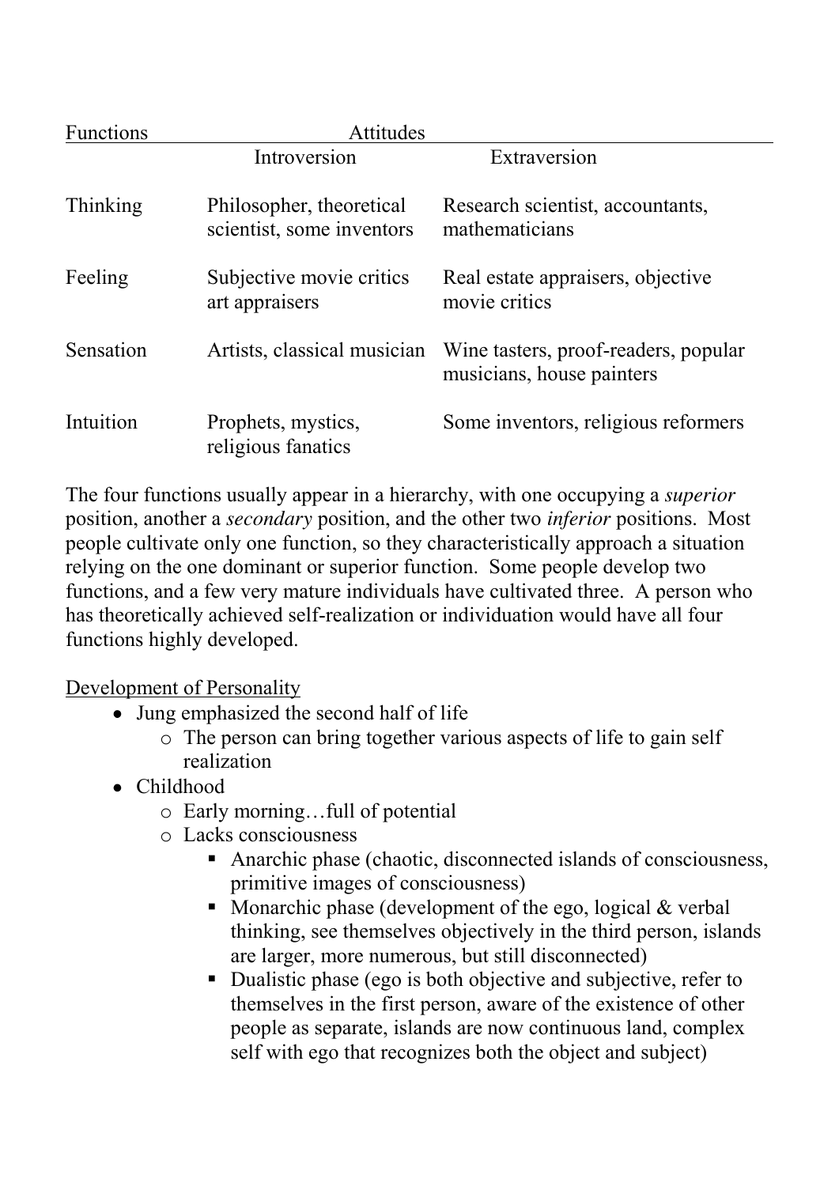| Functions | Attitudes | |
|---|---|---|
| | Introversion | Extraversion |
| Thinking | Philosopher, theoretical scientist, some inventors | Research scientist, accountants, mathematicians |
| Feeling | Subjective movie critics art appraisers | Real estate appraisers, objective movie critics |
| Sensation | Artists, classical musician | Wine tasters, proof-readers, popular musicians, house painters |
| Intuition | Prophets, mystics, religious fanatics | Some inventors, religious reformers |

The four functions usually appear in a hierarchy, with one occupying a *superior* position, another a *secondary* position, and the other two *inferior* positions. Most people cultivate only one function, so they characteristically approach a situation relying on the one dominant or superior function. Some people develop two functions, and a few very mature individuals have cultivated three. A person who has theoretically achieved self-realization or individuation would have all four functions highly developed.

<u>Development of Personality</u>

- Jung emphasized the second half of life
  - The person can bring together various aspects of life to gain self realization
- Childhood
  - Early morning…full of potential
  - Lacks consciousness
    - Anarchic phase (chaotic, disconnected islands of consciousness, primitive images of consciousness)
    - Monarchic phase (development of the ego, logical & verbal thinking, see themselves objectively in the third person, islands are larger, more numerous, but still disconnected)
    - Dualistic phase (ego is both objective and subjective, refer to themselves in the first person, aware of the existence of other people as separate, islands are now continuous land, complex self with ego that recognizes both the object and subject)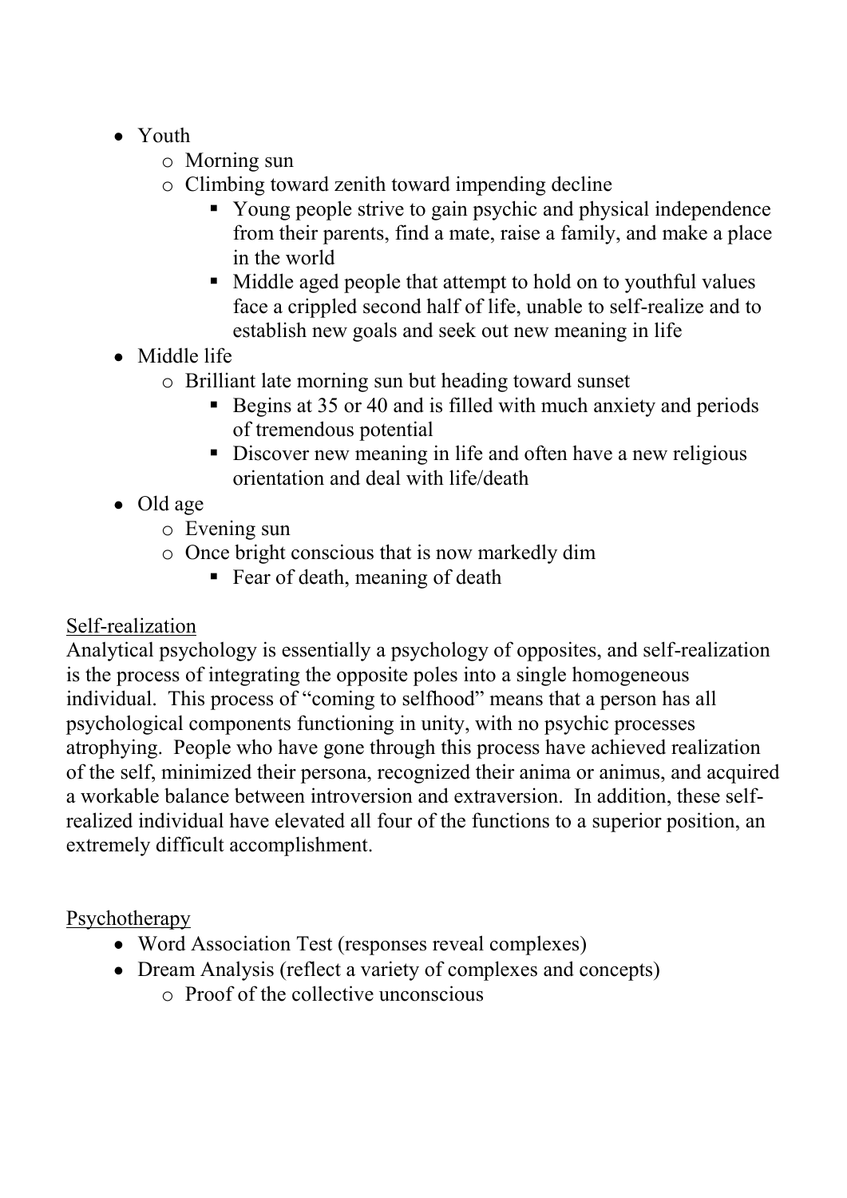- Youth
    - Morning sun
    - Climbing toward zenith toward impending decline
        - Young people strive to gain psychic and physical independence from their parents, find a mate, raise a family, and make a place in the world
        - Middle aged people that attempt to hold on to youthful values face a crippled second half of life, unable to self-realize and to establish new goals and seek out new meaning in life
- Middle life
    - Brilliant late morning sun but heading toward sunset
        - Begins at 35 or 40 and is filled with much anxiety and periods of tremendous potential
        - Discover new meaning in life and often have a new religious orientation and deal with life/death
- Old age
    - Evening sun
    - Once bright conscious that is now markedly dim
        - Fear of death, meaning of death

<u>Self-realization</u>

Analytical psychology is essentially a psychology of opposites, and self-realization is the process of integrating the opposite poles into a single homogeneous individual. This process of "coming to selfhood" means that a person has all psychological components functioning in unity, with no psychic processes atrophying. People who have gone through this process have achieved realization of the self, minimized their persona, recognized their anima or animus, and acquired a workable balance between introversion and extraversion. In addition, these self-realized individual have elevated all four of the functions to a superior position, an extremely difficult accomplishment.

<u>Psychotherapy</u>

- Word Association Test (responses reveal complexes)
- Dream Analysis (reflect a variety of complexes and concepts)
    - Proof of the collective unconscious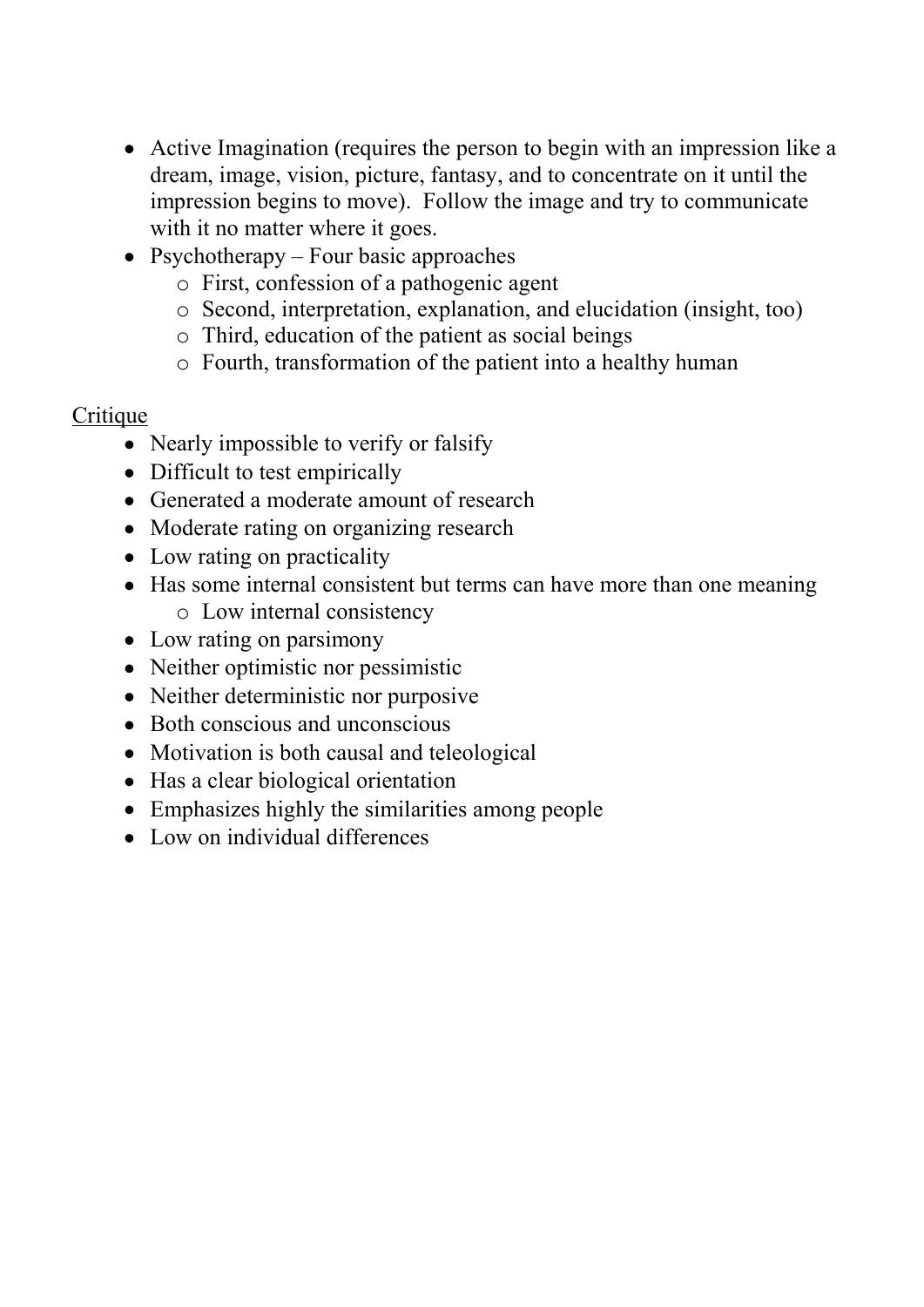- Active Imagination (requires the person to begin with an impression like a dream, image, vision, picture, fantasy, and to concentrate on it until the impression begins to move). Follow the image and try to communicate with it no matter where it goes.
- Psychotherapy – Four basic approaches
  - First, confession of a pathogenic agent
  - Second, interpretation, explanation, and elucidation (insight, too)
  - Third, education of the patient as social beings
  - Fourth, transformation of the patient into a healthy human

<u>Critique</u>

- Nearly impossible to verify or falsify
- Difficult to test empirically
- Generated a moderate amount of research
- Moderate rating on organizing research
- Low rating on practicality
- Has some internal consistent but terms can have more than one meaning
  - Low internal consistency
- Low rating on parsimony
- Neither optimistic nor pessimistic
- Neither deterministic nor purposive
- Both conscious and unconscious
- Motivation is both causal and teleological
- Has a clear biological orientation
- Emphasizes highly the similarities among people
- Low on individual differences